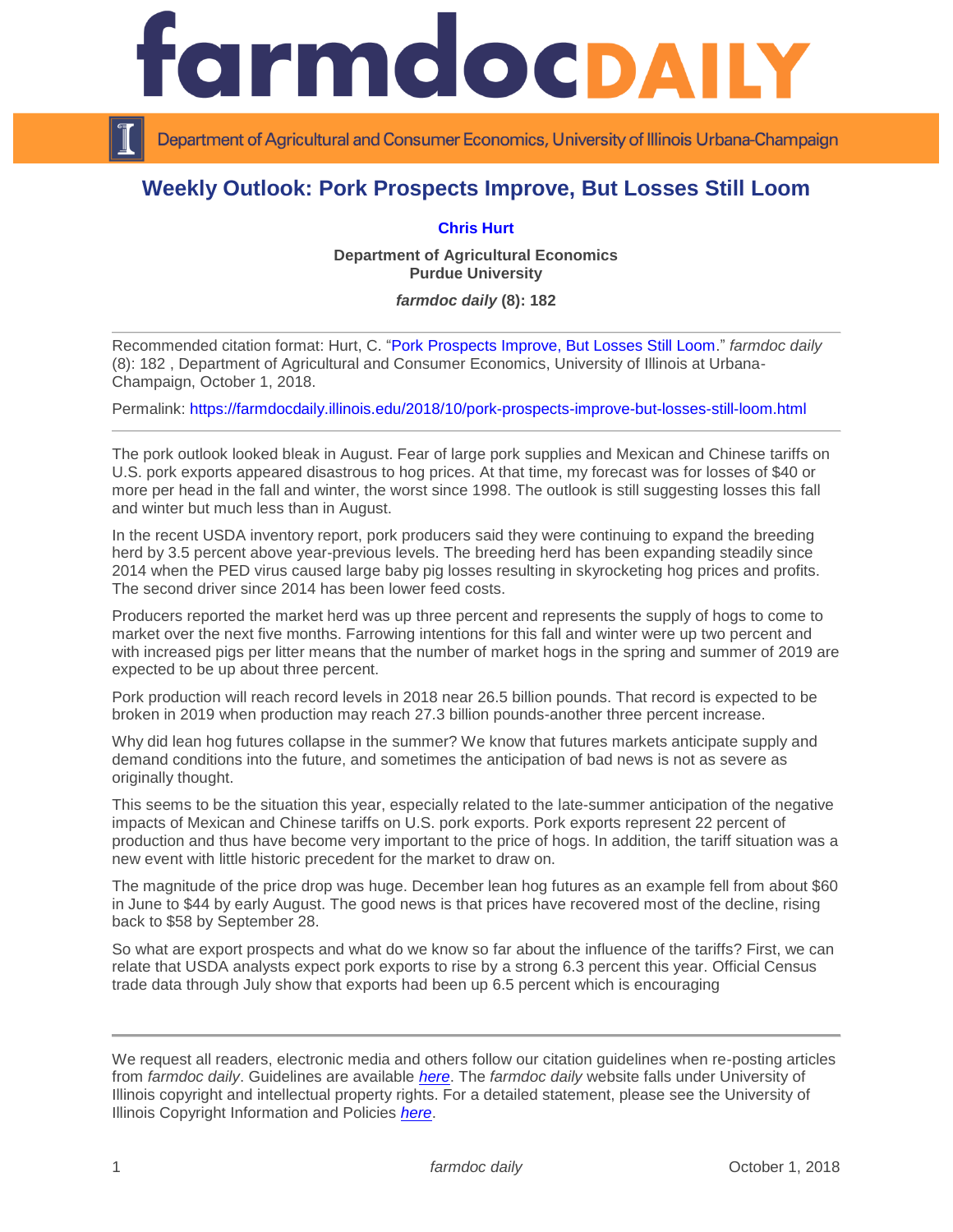# Weekly Outlook: Pork Prospects Improve, But Losses Still Loom

**Chris Hurt**

**Department of Agricultural Economics**
**Purdue University**

***farmdoc daily* (8): 182**

---

Recommended citation format: Hurt, C. "Pork Prospects Improve, But Losses Still Loom." *farmdoc daily* (8): 182 , Department of Agricultural and Consumer Economics, University of Illinois at Urbana-Champaign, October 1, 2018.

Permalink: https://farmdocdaily.illinois.edu/2018/10/pork-prospects-improve-but-losses-still-loom.html

---

The pork outlook looked bleak in August. Fear of large pork supplies and Mexican and Chinese tariffs on U.S. pork exports appeared disastrous to hog prices. At that time, my forecast was for losses of $40 or more per head in the fall and winter, the worst since 1998. The outlook is still suggesting losses this fall and winter but much less than in August.

In the recent USDA inventory report, pork producers said they were continuing to expand the breeding herd by 3.5 percent above year-previous levels. The breeding herd has been expanding steadily since 2014 when the PED virus caused large baby pig losses resulting in skyrocketing hog prices and profits. The second driver since 2014 has been lower feed costs.

Producers reported the market herd was up three percent and represents the supply of hogs to come to market over the next five months. Farrowing intentions for this fall and winter were up two percent and with increased pigs per litter means that the number of market hogs in the spring and summer of 2019 are expected to be up about three percent.

Pork production will reach record levels in 2018 near 26.5 billion pounds. That record is expected to be broken in 2019 when production may reach 27.3 billion pounds-another three percent increase.

Why did lean hog futures collapse in the summer? We know that futures markets anticipate supply and demand conditions into the future, and sometimes the anticipation of bad news is not as severe as originally thought.

This seems to be the situation this year, especially related to the late-summer anticipation of the negative impacts of Mexican and Chinese tariffs on U.S. pork exports. Pork exports represent 22 percent of production and thus have become very important to the price of hogs. In addition, the tariff situation was a new event with little historic precedent for the market to draw on.

The magnitude of the price drop was huge. December lean hog futures as an example fell from about $60 in June to $44 by early August. The good news is that prices have recovered most of the decline, rising back to $58 by September 28.

So what are export prospects and what do we know so far about the influence of the tariffs? First, we can relate that USDA analysts expect pork exports to rise by a strong 6.3 percent this year. Official Census trade data through July show that exports had been up 6.5 percent which is encouraging

---

We request all readers, electronic media and others follow our citation guidelines when re-posting articles from *farmdoc daily*. Guidelines are available *here*. The *farmdoc daily* website falls under University of Illinois copyright and intellectual property rights. For a detailed statement, please see the University of Illinois Copyright Information and Policies *here*.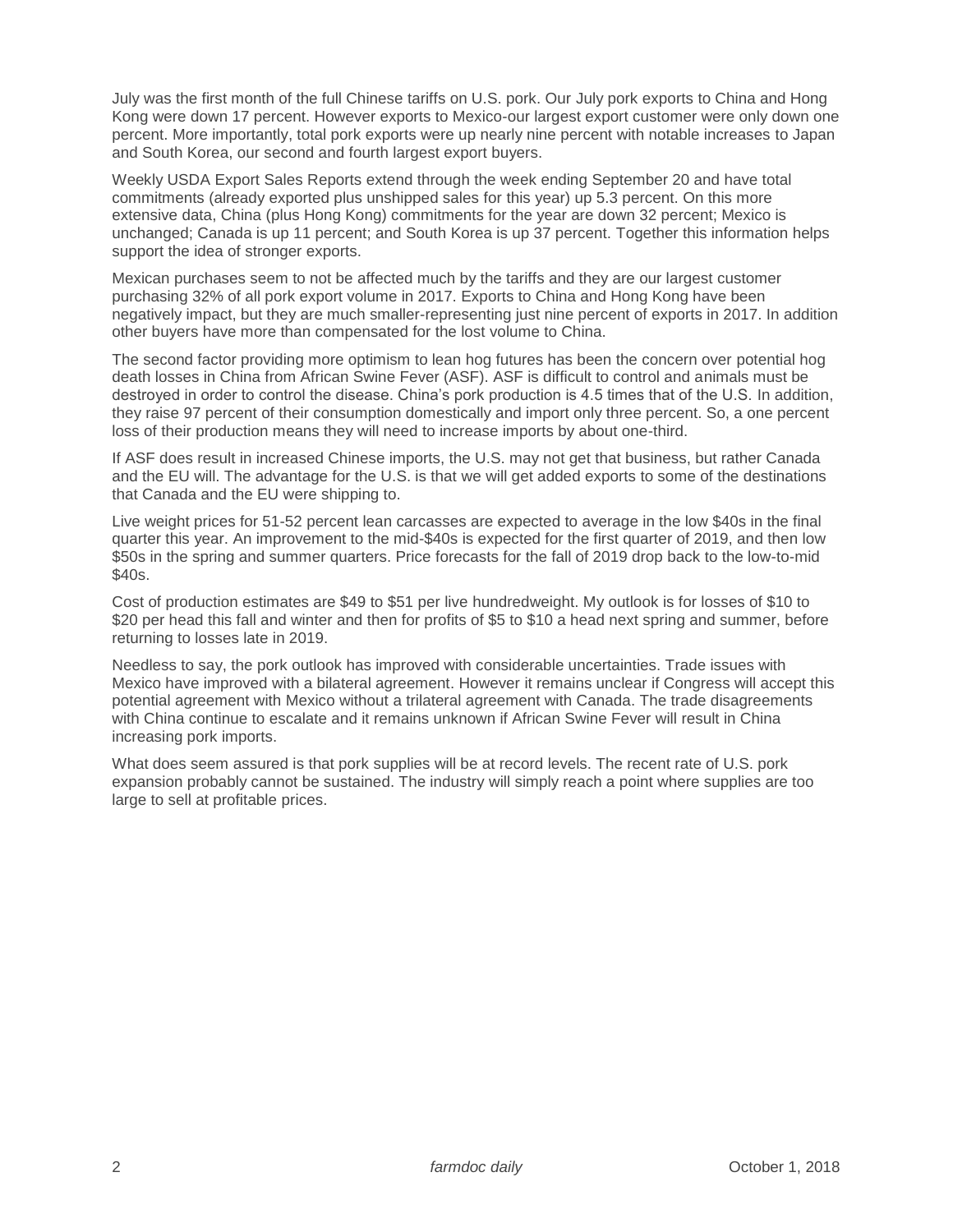July was the first month of the full Chinese tariffs on U.S. pork. Our July pork exports to China and Hong Kong were down 17 percent. However exports to Mexico-our largest export customer were only down one percent. More importantly, total pork exports were up nearly nine percent with notable increases to Japan and South Korea, our second and fourth largest export buyers.

Weekly USDA Export Sales Reports extend through the week ending September 20 and have total commitments (already exported plus unshipped sales for this year) up 5.3 percent. On this more extensive data, China (plus Hong Kong) commitments for the year are down 32 percent; Mexico is unchanged; Canada is up 11 percent; and South Korea is up 37 percent. Together this information helps support the idea of stronger exports.

Mexican purchases seem to not be affected much by the tariffs and they are our largest customer purchasing 32% of all pork export volume in 2017. Exports to China and Hong Kong have been negatively impact, but they are much smaller-representing just nine percent of exports in 2017. In addition other buyers have more than compensated for the lost volume to China.

The second factor providing more optimism to lean hog futures has been the concern over potential hog death losses in China from African Swine Fever (ASF). ASF is difficult to control and animals must be destroyed in order to control the disease. China's pork production is 4.5 times that of the U.S. In addition, they raise 97 percent of their consumption domestically and import only three percent. So, a one percent loss of their production means they will need to increase imports by about one-third.

If ASF does result in increased Chinese imports, the U.S. may not get that business, but rather Canada and the EU will. The advantage for the U.S. is that we will get added exports to some of the destinations that Canada and the EU were shipping to.

Live weight prices for 51-52 percent lean carcasses are expected to average in the low $40s in the final quarter this year. An improvement to the mid-$40s is expected for the first quarter of 2019, and then low $50s in the spring and summer quarters. Price forecasts for the fall of 2019 drop back to the low-to-mid $40s.

Cost of production estimates are $49 to $51 per live hundredweight. My outlook is for losses of $10 to $20 per head this fall and winter and then for profits of $5 to $10 a head next spring and summer, before returning to losses late in 2019.

Needless to say, the pork outlook has improved with considerable uncertainties. Trade issues with Mexico have improved with a bilateral agreement. However it remains unclear if Congress will accept this potential agreement with Mexico without a trilateral agreement with Canada. The trade disagreements with China continue to escalate and it remains unknown if African Swine Fever will result in China increasing pork imports.

What does seem assured is that pork supplies will be at record levels. The recent rate of U.S. pork expansion probably cannot be sustained. The industry will simply reach a point where supplies are too large to sell at profitable prices.